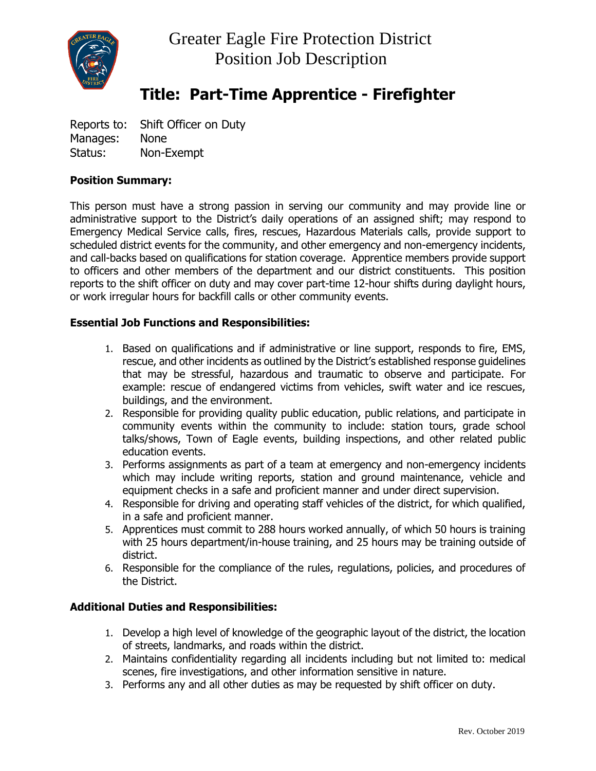# Greater Eagle Fire Protection District
# Position Job Description

## Title: Part-Time Apprentice - Firefighter

Reports to: Shift Officer on Duty
Manages: None
Status: Non-Exempt

**Position Summary:**

This person must have a strong passion in serving our community and may provide line or administrative support to the District's daily operations of an assigned shift; may respond to Emergency Medical Service calls, fires, rescues, Hazardous Materials calls, provide support to scheduled district events for the community, and other emergency and non-emergency incidents, and call-backs based on qualifications for station coverage. Apprentice members provide support to officers and other members of the department and our district constituents. This position reports to the shift officer on duty and may cover part-time 12-hour shifts during daylight hours, or work irregular hours for backfill calls or other community events.

**Essential Job Functions and Responsibilities:**

1. Based on qualifications and if administrative or line support, responds to fire, EMS, rescue, and other incidents as outlined by the District's established response guidelines that may be stressful, hazardous and traumatic to observe and participate. For example: rescue of endangered victims from vehicles, swift water and ice rescues, buildings, and the environment.
2. Responsible for providing quality public education, public relations, and participate in community events within the community to include: station tours, grade school talks/shows, Town of Eagle events, building inspections, and other related public education events.
3. Performs assignments as part of a team at emergency and non-emergency incidents which may include writing reports, station and ground maintenance, vehicle and equipment checks in a safe and proficient manner and under direct supervision.
4. Responsible for driving and operating staff vehicles of the district, for which qualified, in a safe and proficient manner.
5. Apprentices must commit to 288 hours worked annually, of which 50 hours is training with 25 hours department/in-house training, and 25 hours may be training outside of district.
6. Responsible for the compliance of the rules, regulations, policies, and procedures of the District.

**Additional Duties and Responsibilities:**

1. Develop a high level of knowledge of the geographic layout of the district, the location of streets, landmarks, and roads within the district.
2. Maintains confidentiality regarding all incidents including but not limited to: medical scenes, fire investigations, and other information sensitive in nature.
3. Performs any and all other duties as may be requested by shift officer on duty.

Rev. October 2019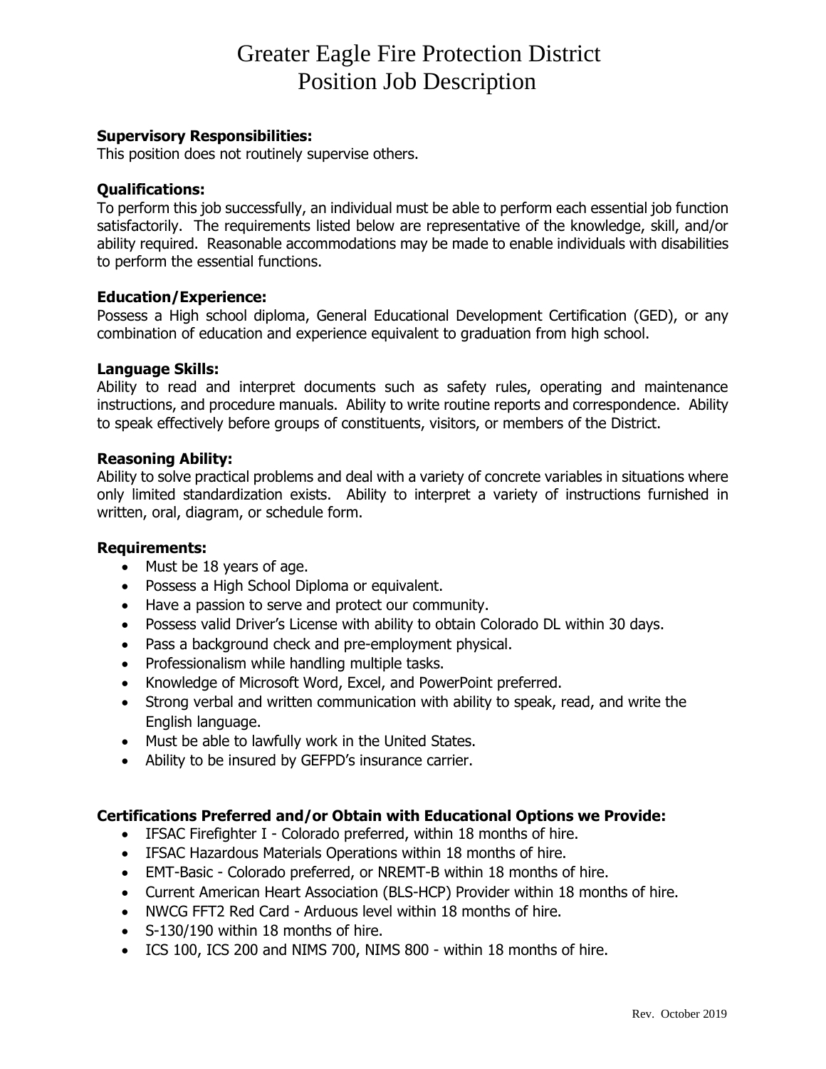# Greater Eagle Fire Protection District
# Position Job Description

**Supervisory Responsibilities:**
This position does not routinely supervise others.

**Qualifications:**
To perform this job successfully, an individual must be able to perform each essential job function satisfactorily. The requirements listed below are representative of the knowledge, skill, and/or ability required. Reasonable accommodations may be made to enable individuals with disabilities to perform the essential functions.

**Education/Experience:**
Possess a High school diploma, General Educational Development Certification (GED), or any combination of education and experience equivalent to graduation from high school.

**Language Skills:**
Ability to read and interpret documents such as safety rules, operating and maintenance instructions, and procedure manuals. Ability to write routine reports and correspondence. Ability to speak effectively before groups of constituents, visitors, or members of the District.

**Reasoning Ability:**
Ability to solve practical problems and deal with a variety of concrete variables in situations where only limited standardization exists. Ability to interpret a variety of instructions furnished in written, oral, diagram, or schedule form.

**Requirements:**

- Must be 18 years of age.
- Possess a High School Diploma or equivalent.
- Have a passion to serve and protect our community.
- Possess valid Driver's License with ability to obtain Colorado DL within 30 days.
- Pass a background check and pre-employment physical.
- Professionalism while handling multiple tasks.
- Knowledge of Microsoft Word, Excel, and PowerPoint preferred.
- Strong verbal and written communication with ability to speak, read, and write the English language.
- Must be able to lawfully work in the United States.
- Ability to be insured by GEFPD's insurance carrier.

**Certifications Preferred and/or Obtain with Educational Options we Provide:**

- IFSAC Firefighter I - Colorado preferred, within 18 months of hire.
- IFSAC Hazardous Materials Operations within 18 months of hire.
- EMT-Basic - Colorado preferred, or NREMT-B within 18 months of hire.
- Current American Heart Association (BLS-HCP) Provider within 18 months of hire.
- NWCG FFT2 Red Card - Arduous level within 18 months of hire.
- S-130/190 within 18 months of hire.
- ICS 100, ICS 200 and NIMS 700, NIMS 800 - within 18 months of hire.

Rev. October 2019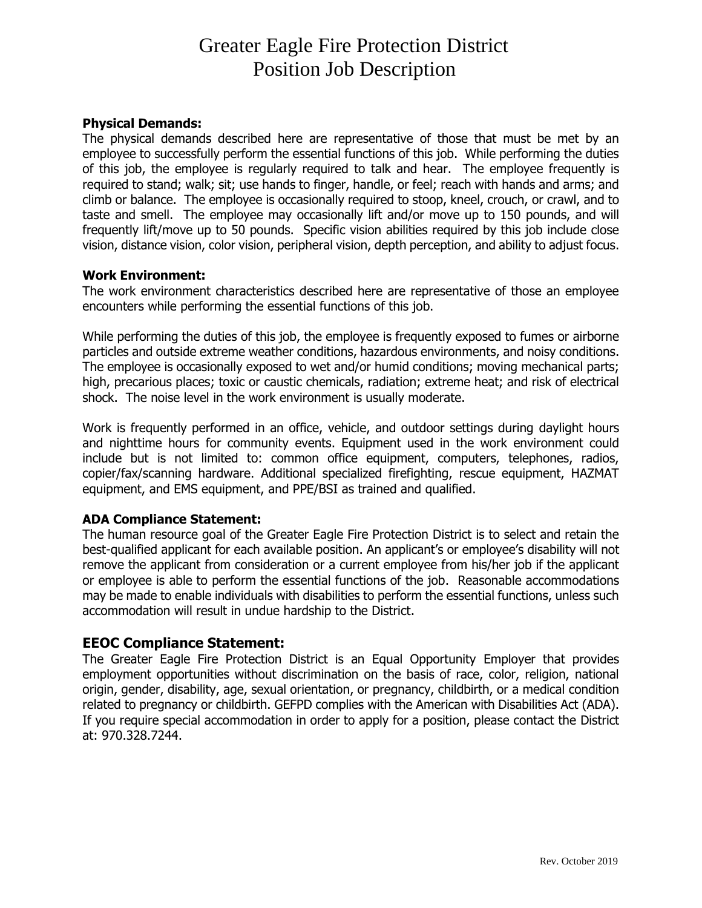# Greater Eagle Fire Protection District
# Position Job Description

**Physical Demands:**
The physical demands described here are representative of those that must be met by an employee to successfully perform the essential functions of this job. While performing the duties of this job, the employee is regularly required to talk and hear. The employee frequently is required to stand; walk; sit; use hands to finger, handle, or feel; reach with hands and arms; and climb or balance. The employee is occasionally required to stoop, kneel, crouch, or crawl, and to taste and smell. The employee may occasionally lift and/or move up to 150 pounds, and will frequently lift/move up to 50 pounds. Specific vision abilities required by this job include close vision, distance vision, color vision, peripheral vision, depth perception, and ability to adjust focus.

**Work Environment:**
The work environment characteristics described here are representative of those an employee encounters while performing the essential functions of this job.

While performing the duties of this job, the employee is frequently exposed to fumes or airborne particles and outside extreme weather conditions, hazardous environments, and noisy conditions. The employee is occasionally exposed to wet and/or humid conditions; moving mechanical parts; high, precarious places; toxic or caustic chemicals, radiation; extreme heat; and risk of electrical shock. The noise level in the work environment is usually moderate.

Work is frequently performed in an office, vehicle, and outdoor settings during daylight hours and nighttime hours for community events. Equipment used in the work environment could include but is not limited to: common office equipment, computers, telephones, radios, copier/fax/scanning hardware. Additional specialized firefighting, rescue equipment, HAZMAT equipment, and EMS equipment, and PPE/BSI as trained and qualified.

**ADA Compliance Statement:**
The human resource goal of the Greater Eagle Fire Protection District is to select and retain the best-qualified applicant for each available position. An applicant's or employee's disability will not remove the applicant from consideration or a current employee from his/her job if the applicant or employee is able to perform the essential functions of the job. Reasonable accommodations may be made to enable individuals with disabilities to perform the essential functions, unless such accommodation will result in undue hardship to the District.

## EEOC Compliance Statement:
The Greater Eagle Fire Protection District is an Equal Opportunity Employer that provides employment opportunities without discrimination on the basis of race, color, religion, national origin, gender, disability, age, sexual orientation, or pregnancy, childbirth, or a medical condition related to pregnancy or childbirth. GEFPD complies with the American with Disabilities Act (ADA). If you require special accommodation in order to apply for a position, please contact the District at: 970.328.7244.

Rev. October 2019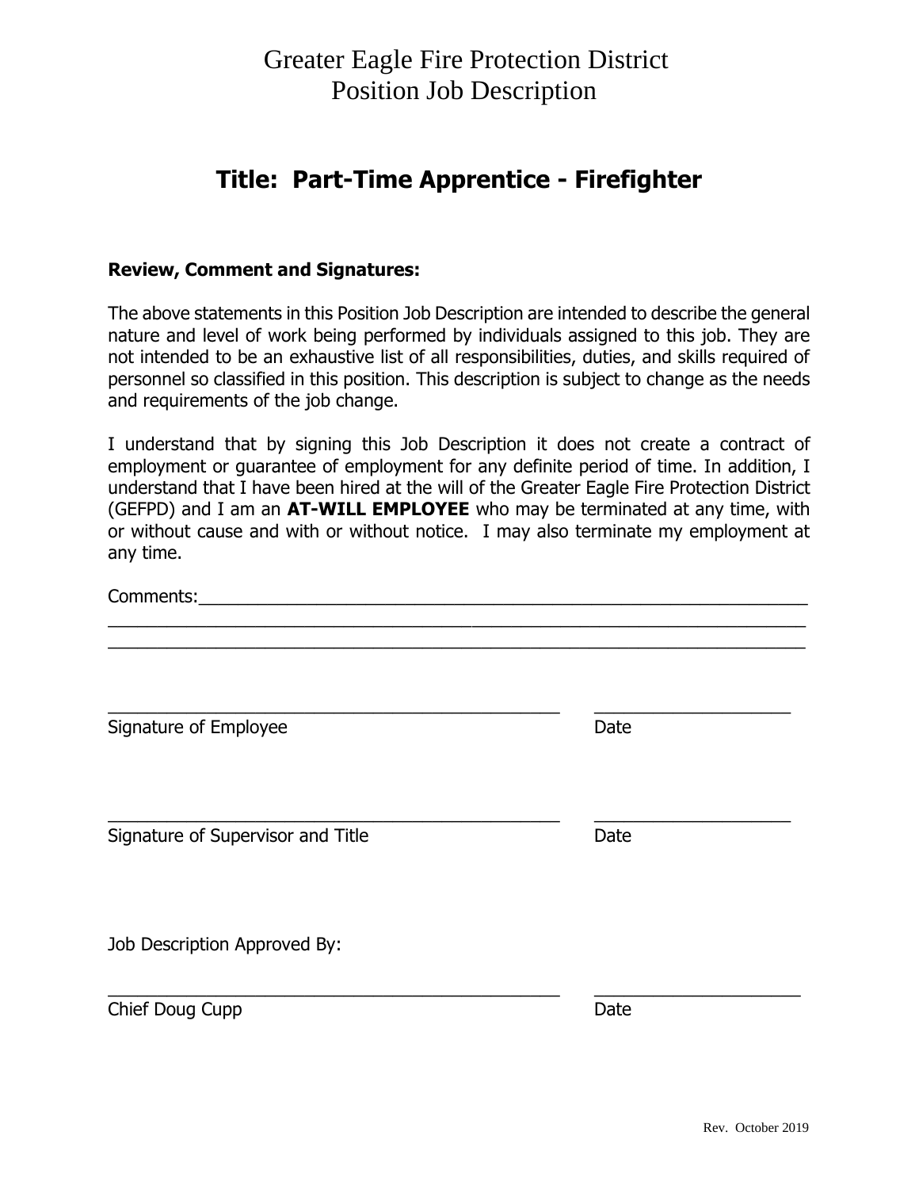# Greater Eagle Fire Protection District
# Position Job Description

## Title: Part-Time Apprentice - Firefighter

**Review, Comment and Signatures:**

The above statements in this Position Job Description are intended to describe the general nature and level of work being performed by individuals assigned to this job. They are not intended to be an exhaustive list of all responsibilities, duties, and skills required of personnel so classified in this position. This description is subject to change as the needs and requirements of the job change.

I understand that by signing this Job Description it does not create a contract of employment or guarantee of employment for any definite period of time. In addition, I understand that I have been hired at the will of the Greater Eagle Fire Protection District (GEFPD) and I am an **AT-WILL EMPLOYEE** who may be terminated at any time, with or without cause and with or without notice. I may also terminate my employment at any time.

Comments:_______________________________________________________________
_______________________________________________________________________
_______________________________________________________________________

_____________________________________________ ____________________
Signature of Employee Date

_____________________________________________ ____________________
Signature of Supervisor and Title Date

Job Description Approved By:

_____________________________________________ ____________________
Chief Doug Cupp Date

Rev. October 2019